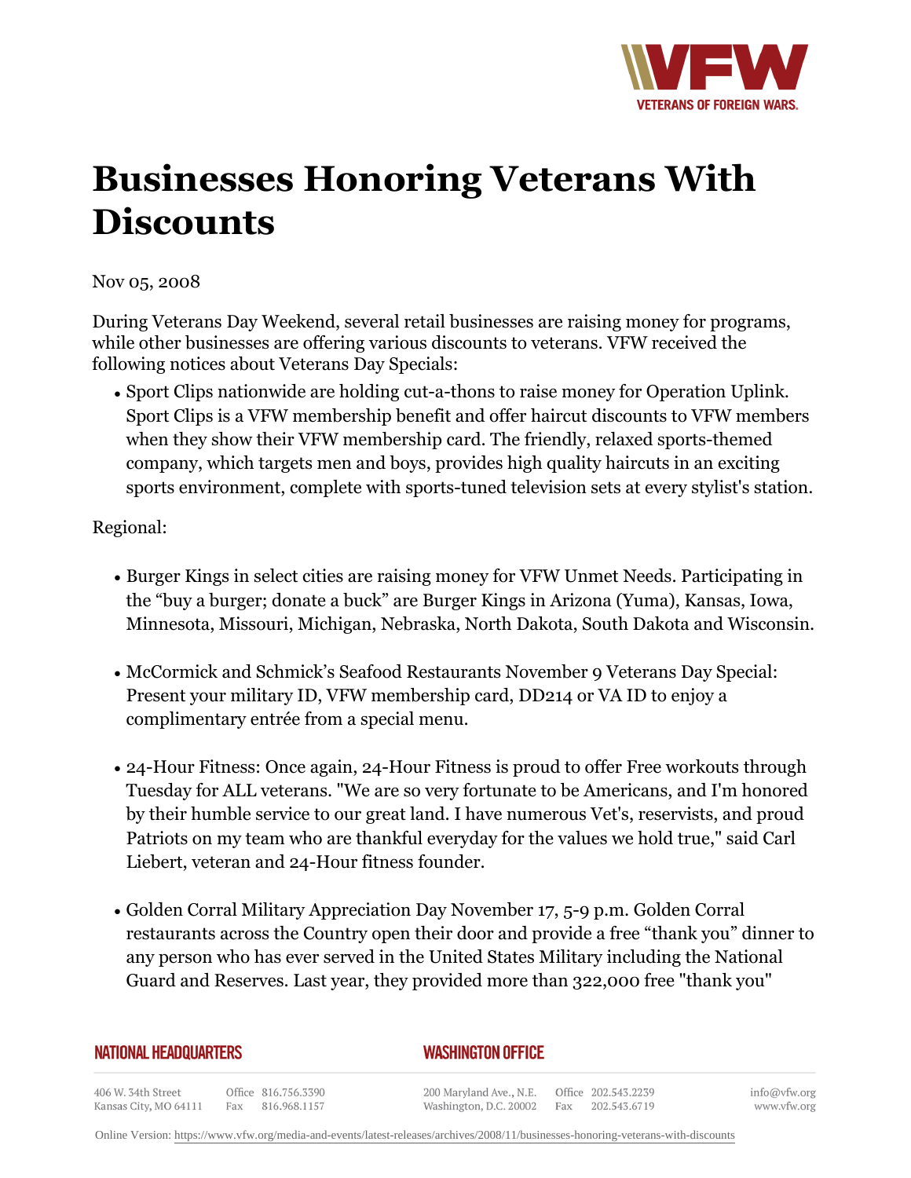# Businesses Honoring Veterans With Discounts

Nov 05, 2008

During Veterans Day Weekend, several retail businesses are raising money for programs, while other businesses are offering various discounts to veterans. VFW received the following notices about Veterans Day Specials:

- Sport Clips nationwide are holding cut-a-thons to raise money for Operation Uplink. Sport Clips is a VFW membership benefit and offer haircut discounts to VFW members when they show their VFW membership card. The friendly, relaxed sports-themed company, which targets men and boys, provides high quality haircuts in an exciting sports environment, complete with sports-tuned television sets at every stylist's station.

Regional:

- Burger Kings in select cities are raising money for VFW Unmet Needs. Participating in the "buy a burger; donate a buck" are Burger Kings in Arizona (Yuma), Kansas, Iowa, Minnesota, Missouri, Michigan, Nebraska, North Dakota, South Dakota and Wisconsin.

- McCormick and Schmick's Seafood Restaurants November 9 Veterans Day Special: Present your military ID, VFW membership card, DD214 or VA ID to enjoy a complimentary entrée from a special menu.

- 24-Hour Fitness: Once again, 24-Hour Fitness is proud to offer Free workouts through Tuesday for ALL veterans. "We are so very fortunate to be Americans, and I'm honored by their humble service to our great land. I have numerous Vet's, reservists, and proud Patriots on my team who are thankful everyday for the values we hold true," said Carl Liebert, veteran and 24-Hour fitness founder.

- Golden Corral Military Appreciation Day November 17, 5-9 p.m. Golden Corral restaurants across the Country open their door and provide a free "thank you" dinner to any person who has ever served in the United States Military including the National Guard and Reserves. Last year, they provided more than 322,000 free "thank you"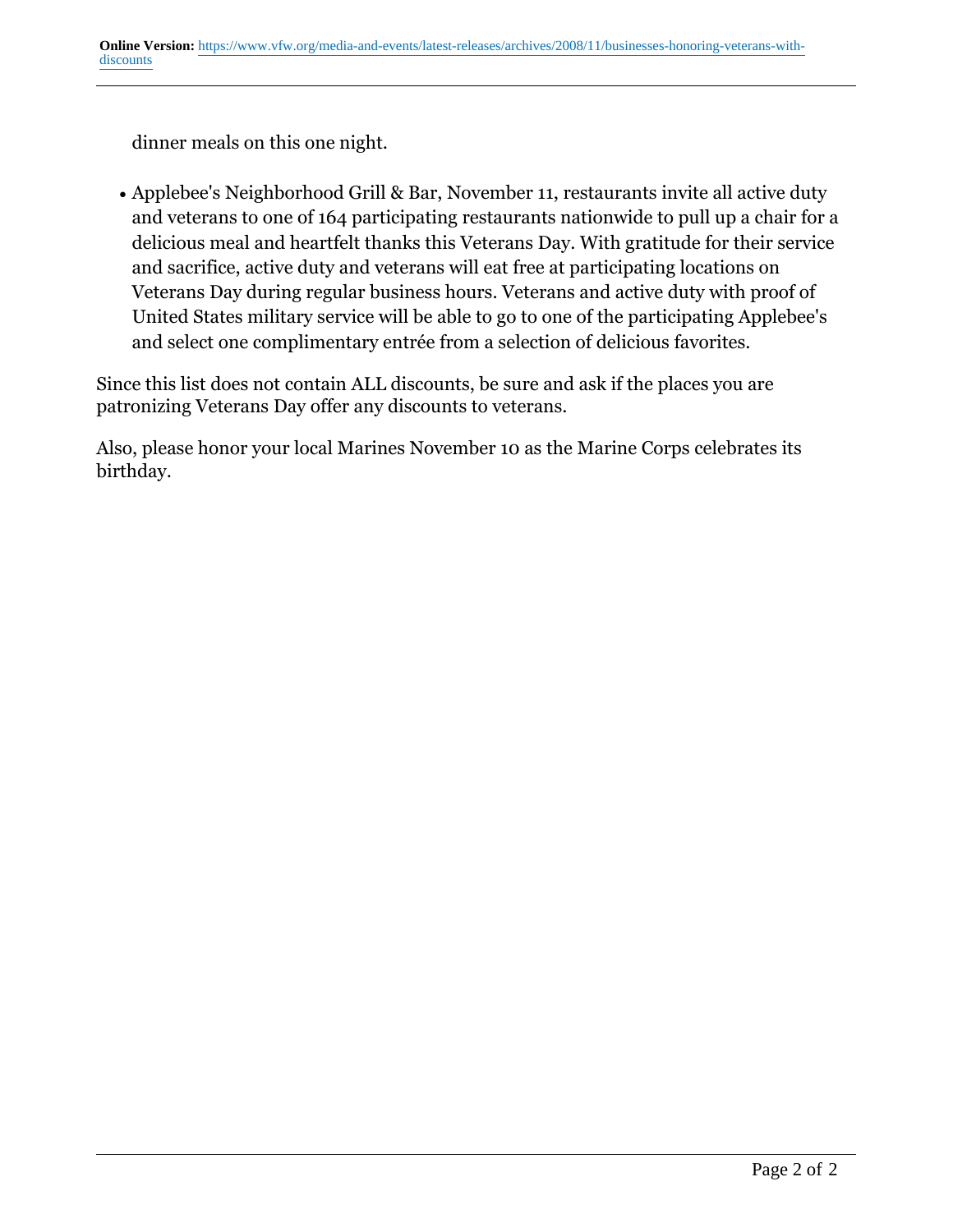dinner meals on this one night.

- Applebee's Neighborhood Grill & Bar, November 11, restaurants invite all active duty and veterans to one of 164 participating restaurants nationwide to pull up a chair for a delicious meal and heartfelt thanks this Veterans Day. With gratitude for their service and sacrifice, active duty and veterans will eat free at participating locations on Veterans Day during regular business hours. Veterans and active duty with proof of United States military service will be able to go to one of the participating Applebee's and select one complimentary entrée from a selection of delicious favorites.

Since this list does not contain ALL discounts, be sure and ask if the places you are patronizing Veterans Day offer any discounts to veterans.

Also, please honor your local Marines November 10 as the Marine Corps celebrates its birthday.